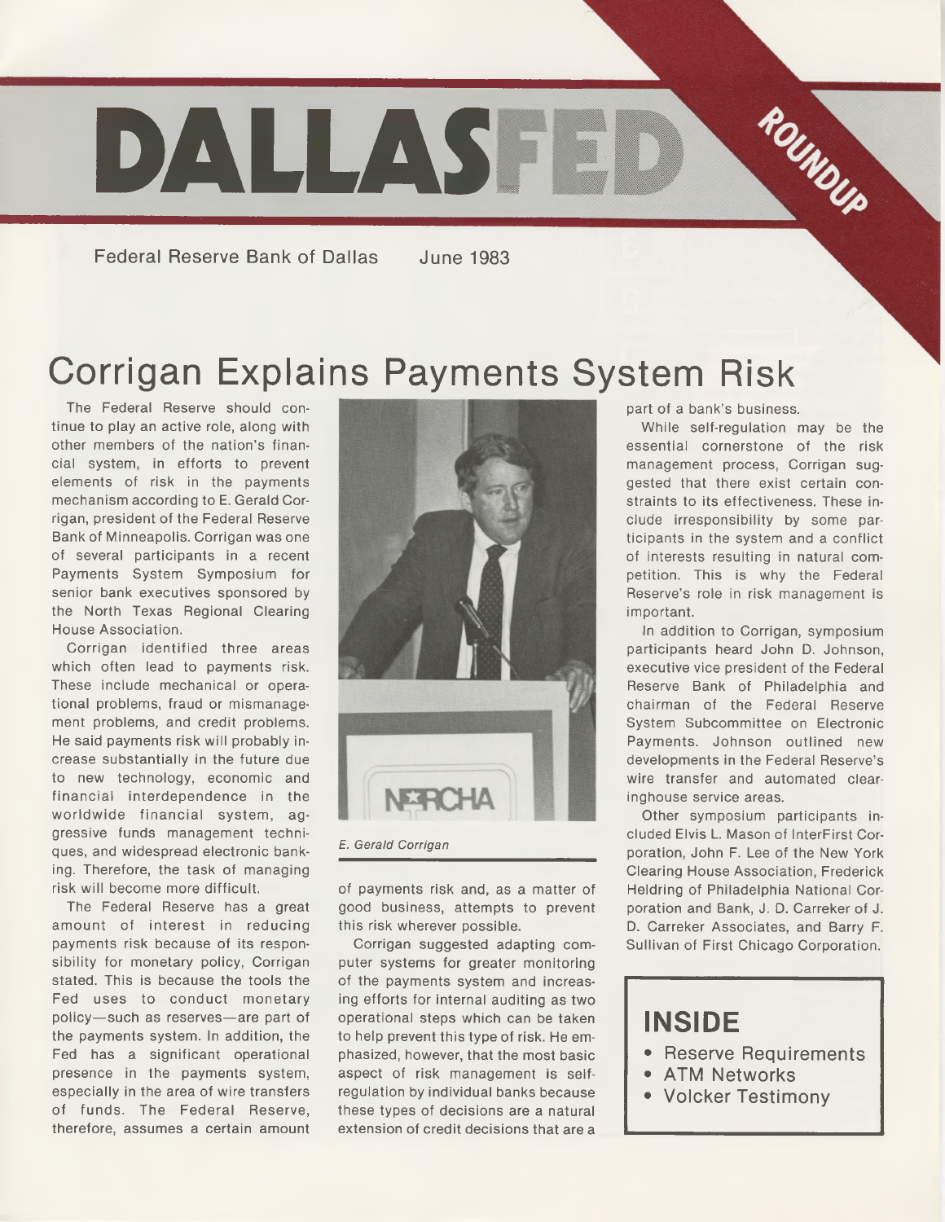# DALLASFED ROUNDUP

Federal Reserve Bank of Dallas June 1983

## Corrigan Explains Payments System Risk

The Federal Reserve should continue to play an active role, along with other members of the nation's financial system, in efforts to prevent elements of risk in the payments mechanism according to E. Gerald Corrigan, president of the Federal Reserve Bank of Minneapolis. Corrigan was one of several participants in a recent Payments System Symposium for senior bank executives sponsored by the North Texas Regional Clearing House Association.

Corrigan identified three areas which often lead to payments risk. These include mechanical or operational problems, fraud or mismanagement problems, and credit problems. He said payments risk will probably increase substantially in the future due to new technology, economic and financial interdependence in the worldwide financial system, aggressive funds management techniques, and widespread electronic banking. Therefore, the task of managing risk will become more difficult.

The Federal Reserve has a great amount of interest in reducing payments risk because of its responsibility for monetary policy, Corrigan stated. This is because the tools the Fed uses to conduct monetary policy—such as reserves—are part of the payments system. In addition, the Fed has a significant operational presence in the payments system, especially in the area of wire transfers of funds. The Federal Reserve, therefore, assumes a certain amount of payments risk and, as a matter of good business, attempts to prevent this risk wherever possible.

*E. Gerald Corrigan*

Corrigan suggested adapting computer systems for greater monitoring of the payments system and increasing efforts for internal auditing as two operational steps which can be taken to help prevent this type of risk. He emphasized, however, that the most basic aspect of risk management is self-regulation by individual banks because these types of decisions are a natural extension of credit decisions that are a part of a bank's business.

While self-regulation may be the essential cornerstone of the risk management process, Corrigan suggested that there exist certain constraints to its effectiveness. These include irresponsibility by some participants in the system and a conflict of interests resulting in natural competition. This is why the Federal Reserve's role in risk management is important.

In addition to Corrigan, symposium participants heard John D. Johnson, executive vice president of the Federal Reserve Bank of Philadelphia and chairman of the Federal Reserve System Subcommittee on Electronic Payments. Johnson outlined new developments in the Federal Reserve's wire transfer and automated clearinghouse service areas.

Other symposium participants included Elvis L. Mason of InterFirst Corporation, John F. Lee of the New York Clearing House Association, Frederick Heldring of Philadelphia National Corporation and Bank, J. D. Carreker of J. D. Carreker Associates, and Barry F. Sullivan of First Chicago Corporation.

## INSIDE

- Reserve Requirements
- ATM Networks
- Volcker Testimony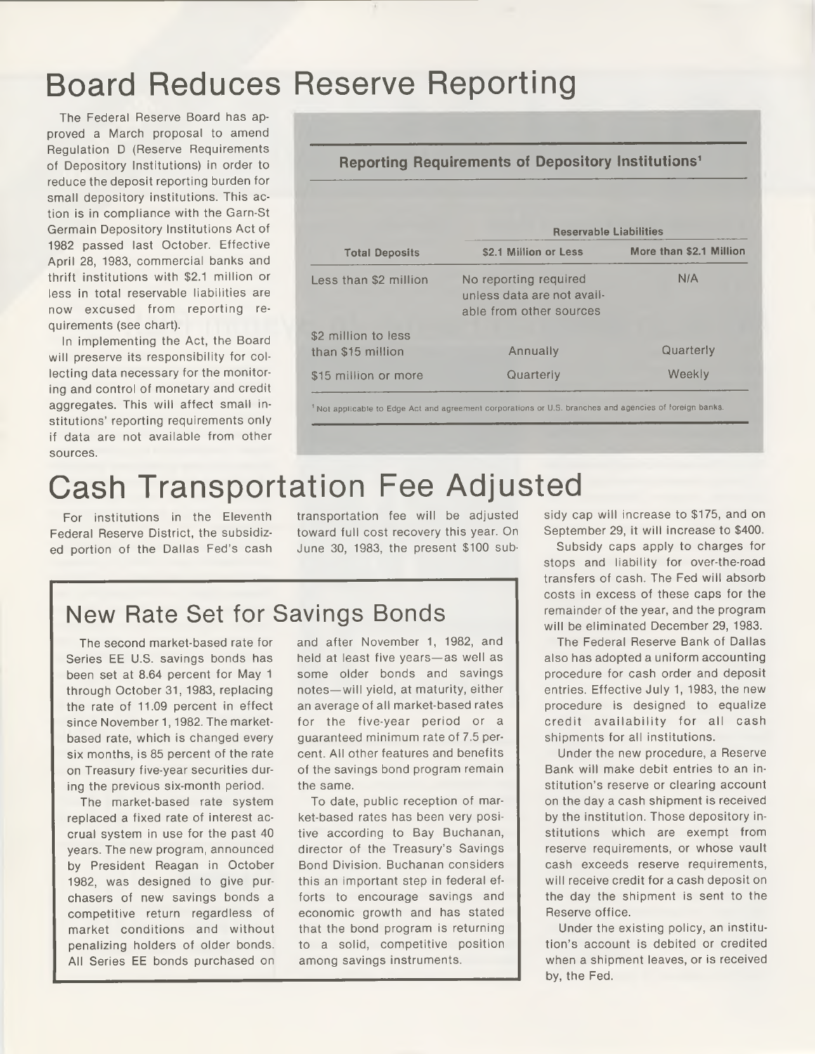# Board Reduces Reserve Reporting

The Federal Reserve Board has approved a March proposal to amend Regulation D (Reserve Requirements of Depository Institutions) in order to reduce the deposit reporting burden for small depository institutions. This action is in compliance with the Garn-St Germain Depository Institutions Act of 1982 passed last October. Effective April 28, 1983, commercial banks and thrift institutions with $2.1 million or less in total reservable liabilities are now excused from reporting requirements (see chart).

In implementing the Act, the Board will preserve its responsibility for collecting data necessary for the monitoring and control of monetary and credit aggregates. This will affect small institutions' reporting requirements only if data are not available from other sources.

**Reporting Requirements of Depository Institutions[1]**

| | Reservable Liabilities | |
|---|---|---|
| **Total Deposits** | **$2.1 Million or Less** | **More than $2.1 Million** |
| Less than $2 million | No reporting required unless data are not available from other sources | N/A |
| $2 million to less than $15 million | Annually | Quarterly |
| $15 million or more | Quarterly | Weekly |

[1] Not applicable to Edge Act and agreement corporations or U.S. branches and agencies of foreign banks.

# Cash Transportation Fee Adjusted

For institutions in the Eleventh Federal Reserve District, the subsidized portion of the Dallas Fed's cash transportation fee will be adjusted toward full cost recovery this year. On June 30, 1983, the present $100 subsidy cap will increase to $175, and on September 29, it will increase to $400.

Subsidy caps apply to charges for stops and liability for over-the-road transfers of cash. The Fed will absorb costs in excess of these caps for the remainder of the year, and the program will be eliminated December 29, 1983.

The Federal Reserve Bank of Dallas also has adopted a uniform accounting procedure for cash order and deposit entries. Effective July 1, 1983, the new procedure is designed to equalize credit availability for all cash shipments for all institutions.

Under the new procedure, a Reserve Bank will make debit entries to an institution's reserve or clearing account on the day a cash shipment is received by the institution. Those depository institutions which are exempt from reserve requirements, or whose vault cash exceeds reserve requirements, will receive credit for a cash deposit on the day the shipment is sent to the Reserve office.

Under the existing policy, an institution's account is debited or credited when a shipment leaves, or is received by, the Fed.

## New Rate Set for Savings Bonds

The second market-based rate for Series EE U.S. savings bonds has been set at 8.64 percent for May 1 through October 31, 1983, replacing the rate of 11.09 percent in effect since November 1, 1982. The market-based rate, which is changed every six months, is 85 percent of the rate on Treasury five-year securities during the previous six-month period.

The market-based rate system replaced a fixed rate of interest accrual system in use for the past 40 years. The new program, announced by President Reagan in October 1982, was designed to give purchasers of new savings bonds a competitive return regardless of market conditions and without penalizing holders of older bonds. All Series EE bonds purchased on and after November 1, 1982, and held at least five years—as well as some older bonds and savings notes—will yield, at maturity, either an average of all market-based rates for the five-year period or a guaranteed minimum rate of 7.5 percent. All other features and benefits of the savings bond program remain the same.

To date, public reception of market-based rates has been very positive according to Bay Buchanan, director of the Treasury's Savings Bond Division. Buchanan considers this an important step in federal efforts to encourage savings and economic growth and has stated that the bond program is returning to a solid, competitive position among savings instruments.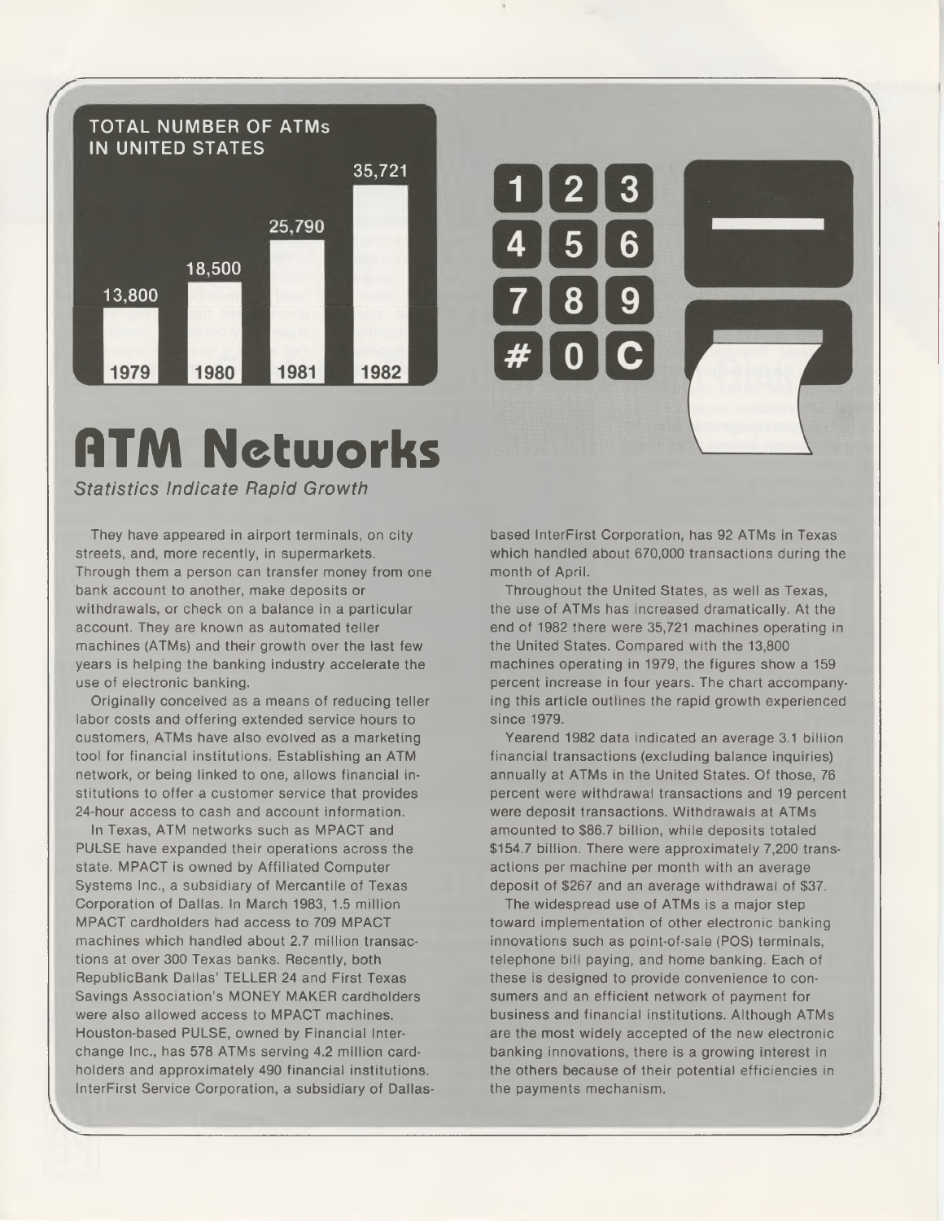**TOTAL NUMBER OF ATMs IN UNITED STATES**

| Year | Number |
|---|---|
| 1979 | 13,800 |
| 1980 | 18,500 |
| 1981 | 25,790 |
| 1982 | 35,721 |

# ATM Networks

*Statistics Indicate Rapid Growth*

They have appeared in airport terminals, on city streets, and, more recently, in supermarkets. Through them a person can transfer money from one bank account to another, make deposits or withdrawals, or check on a balance in a particular account. They are known as automated teller machines (ATMs) and their growth over the last few years is helping the banking industry accelerate the use of electronic banking.

Originally conceived as a means of reducing teller labor costs and offering extended service hours to customers, ATMs have also evolved as a marketing tool for financial institutions. Establishing an ATM network, or being linked to one, allows financial institutions to offer a customer service that provides 24-hour access to cash and account information.

In Texas, ATM networks such as MPACT and PULSE have expanded their operations across the state. MPACT is owned by Affiliated Computer Systems Inc., a subsidiary of Mercantile of Texas Corporation of Dallas. In March 1983, 1.5 million MPACT cardholders had access to 709 MPACT machines which handled about 2.7 million transactions at over 300 Texas banks. Recently, both RepublicBank Dallas' TELLER 24 and First Texas Savings Association's MONEY MAKER cardholders were also allowed access to MPACT machines. Houston-based PULSE, owned by Financial Interchange Inc., has 578 ATMs serving 4.2 million cardholders and approximately 490 financial institutions. InterFirst Service Corporation, a subsidiary of Dallas-based InterFirst Corporation, has 92 ATMs in Texas which handled about 670,000 transactions during the month of April.

Throughout the United States, as well as Texas, the use of ATMs has increased dramatically. At the end of 1982 there were 35,721 machines operating in the United States. Compared with the 13,800 machines operating in 1979, the figures show a 159 percent increase in four years. The chart accompanying this article outlines the rapid growth experienced since 1979.

Yearend 1982 data indicated an average 3.1 billion financial transactions (excluding balance inquiries) annually at ATMs in the United States. Of those, 76 percent were withdrawal transactions and 19 percent were deposit transactions. Withdrawals at ATMs amounted to $86.7 billion, while deposits totaled $154.7 billion. There were approximately 7,200 transactions per machine per month with an average deposit of $267 and an average withdrawal of $37.

The widespread use of ATMs is a major step toward implementation of other electronic banking innovations such as point-of-sale (POS) terminals, telephone bill paying, and home banking. Each of these is designed to provide convenience to consumers and an efficient network of payment for business and financial institutions. Although ATMs are the most widely accepted of the new electronic banking innovations, there is a growing interest in the others because of their potential efficiencies in the payments mechanism.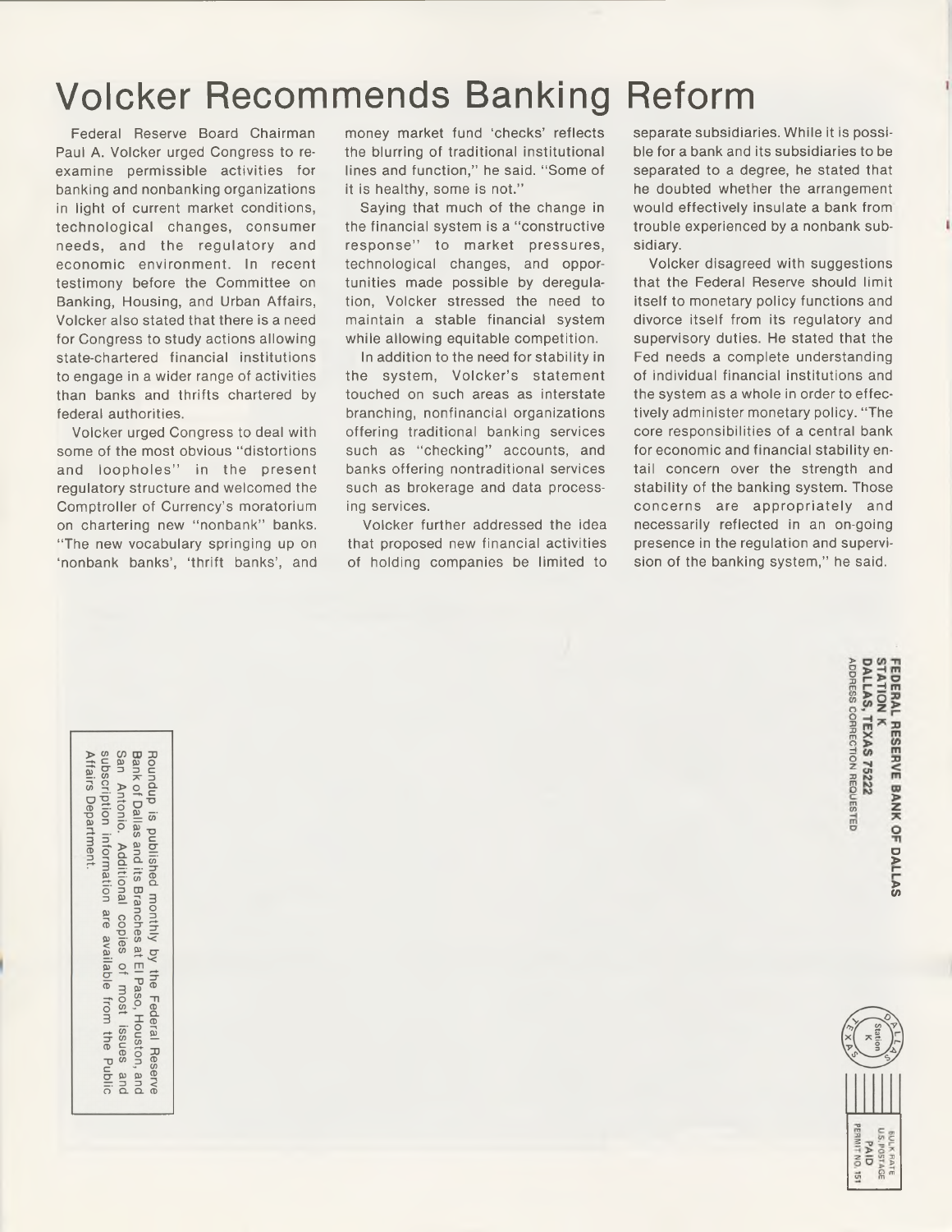# Volcker Recommends Banking Reform

Federal Reserve Board Chairman Paul A. Volcker urged Congress to reexamine permissible activities for banking and nonbanking organizations in light of current market conditions, technological changes, consumer needs, and the regulatory and economic environment. In recent testimony before the Committee on Banking, Housing, and Urban Affairs, Volcker also stated that there is a need for Congress to study actions allowing state-chartered financial institutions to engage in a wider range of activities than banks and thrifts chartered by federal authorities.

Volcker urged Congress to deal with some of the most obvious "distortions and loopholes" in the present regulatory structure and welcomed the Comptroller of Currency's moratorium on chartering new "nonbank" banks. "The new vocabulary springing up on 'nonbank banks', 'thrift banks', and money market fund 'checks' reflects the blurring of traditional institutional lines and function," he said. "Some of it is healthy, some is not."

Saying that much of the change in the financial system is a "constructive response" to market pressures, technological changes, and opportunities made possible by deregulation, Volcker stressed the need to maintain a stable financial system while allowing equitable competition.

In addition to the need for stability in the system, Volcker's statement touched on such areas as interstate branching, nonfinancial organizations offering traditional banking services such as "checking" accounts, and banks offering nontraditional services such as brokerage and data processing services.

Volcker further addressed the idea that proposed new financial activities of holding companies be limited to separate subsidiaries. While it is possible for a bank and its subsidiaries to be separated to a degree, he stated that he doubted whether the arrangement would effectively insulate a bank from trouble experienced by a nonbank subsidiary.

Volcker disagreed with suggestions that the Federal Reserve should limit itself to monetary policy functions and divorce itself from its regulatory and supervisory duties. He stated that the Fed needs a complete understanding of individual financial institutions and the system as a whole in order to effectively administer monetary policy. "The core responsibilities of a central bank for economic and financial stability entail concern over the strength and stability of the banking system. Those concerns are appropriately and necessarily reflected in an on-going presence in the regulation and supervision of the banking system," he said.

Roundup is published monthly by the Federal Reserve Bank of Dallas and its Branches at El Paso, Houston, and San Antonio. Additional copies of most issues and subscription information are available from the Public Affairs Department.

**FEDERAL RESERVE BANK OF DALLAS**
**STATION K**
**DALLAS, TEXAS 75222**
ADDRESS CORRECTION REQUESTED

DALLAS Station K TEXAS

BULK RATE
U.S. POSTAGE
PAID
PERMIT NO. 151